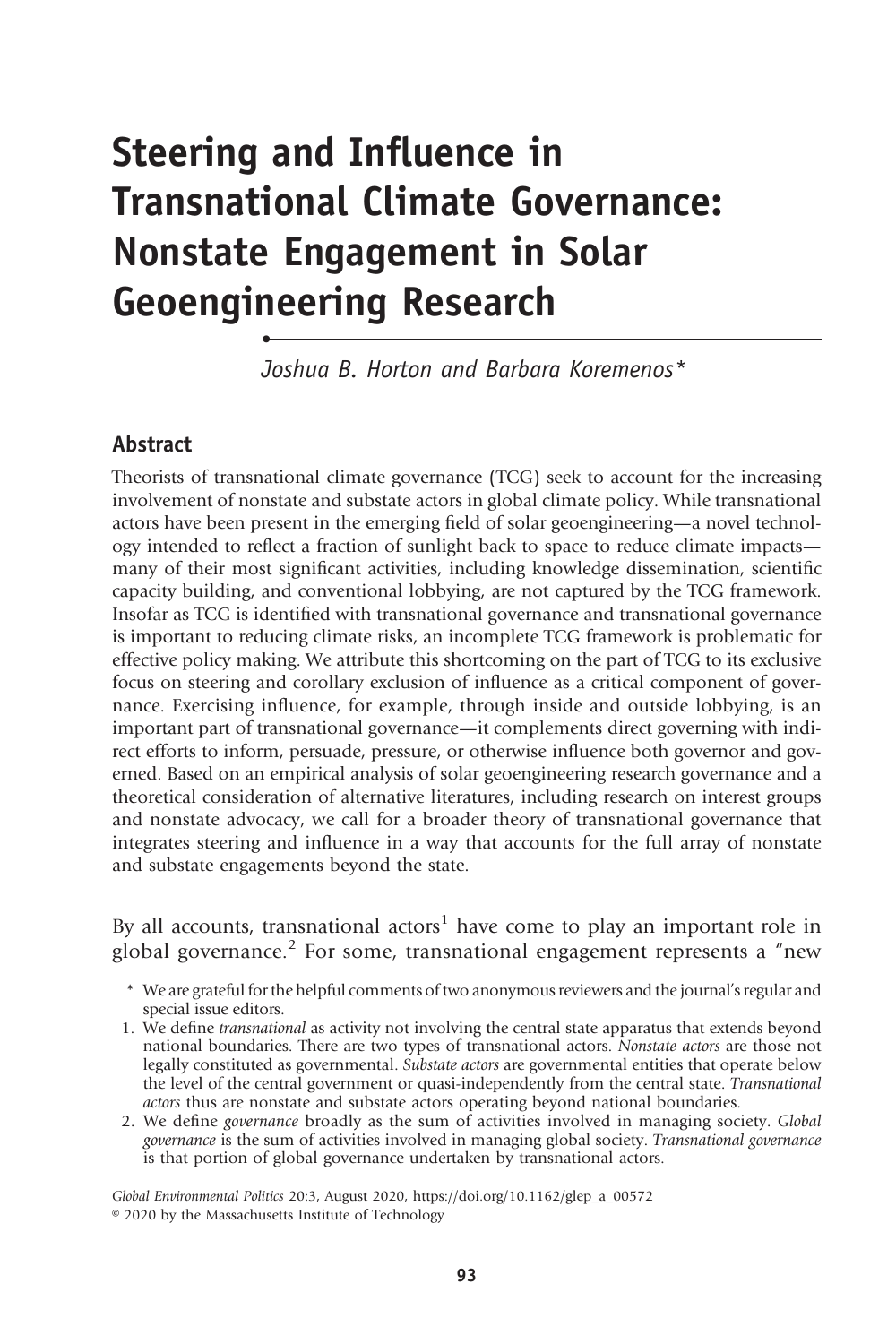# Steering and Influence in Transnational Climate Governance: Nonstate Engagement in Solar Geoengineering Research

*Joshua B. Horton and Barbara Koremenos**

## Abstract

Theorists of transnational climate governance (TCG) seek to account for the increasing involvement of nonstate and substate actors in global climate policy. While transnational actors have been present in the emerging field of solar geoengineering—a novel technology intended to reflect a fraction of sunlight back to space to reduce climate impacts—many of their most significant activities, including knowledge dissemination, scientific capacity building, and conventional lobbying, are not captured by the TCG framework. Insofar as TCG is identified with transnational governance and transnational governance is important to reducing climate risks, an incomplete TCG framework is problematic for effective policy making. We attribute this shortcoming on the part of TCG to its exclusive focus on steering and corollary exclusion of influence as a critical component of governance. Exercising influence, for example, through inside and outside lobbying, is an important part of transnational governance—it complements direct governing with indirect efforts to inform, persuade, pressure, or otherwise influence both governor and governed. Based on an empirical analysis of solar geoengineering research governance and a theoretical consideration of alternative literatures, including research on interest groups and nonstate advocacy, we call for a broader theory of transnational governance that integrates steering and influence in a way that accounts for the full array of nonstate and substate engagements beyond the state.

By all accounts, transnational actors[1] have come to play an important role in global governance.[2] For some, transnational engagement represents a "new

\* We are grateful for the helpful comments of two anonymous reviewers and the journal's regular and special issue editors.

1. We define *transnational* as activity not involving the central state apparatus that extends beyond national boundaries. There are two types of transnational actors. *Nonstate actors* are those not legally constituted as governmental. *Substate actors* are governmental entities that operate below the level of the central government or quasi-independently from the central state. *Transnational actors* thus are nonstate and substate actors operating beyond national boundaries.
2. We define *governance* broadly as the sum of activities involved in managing society. *Global governance* is the sum of activities involved in managing global society. *Transnational governance* is that portion of global governance undertaken by transnational actors.

*Global Environmental Politics* 20:3, August 2020, https://doi.org/10.1162/glep_a_00572
© 2020 by the Massachusetts Institute of Technology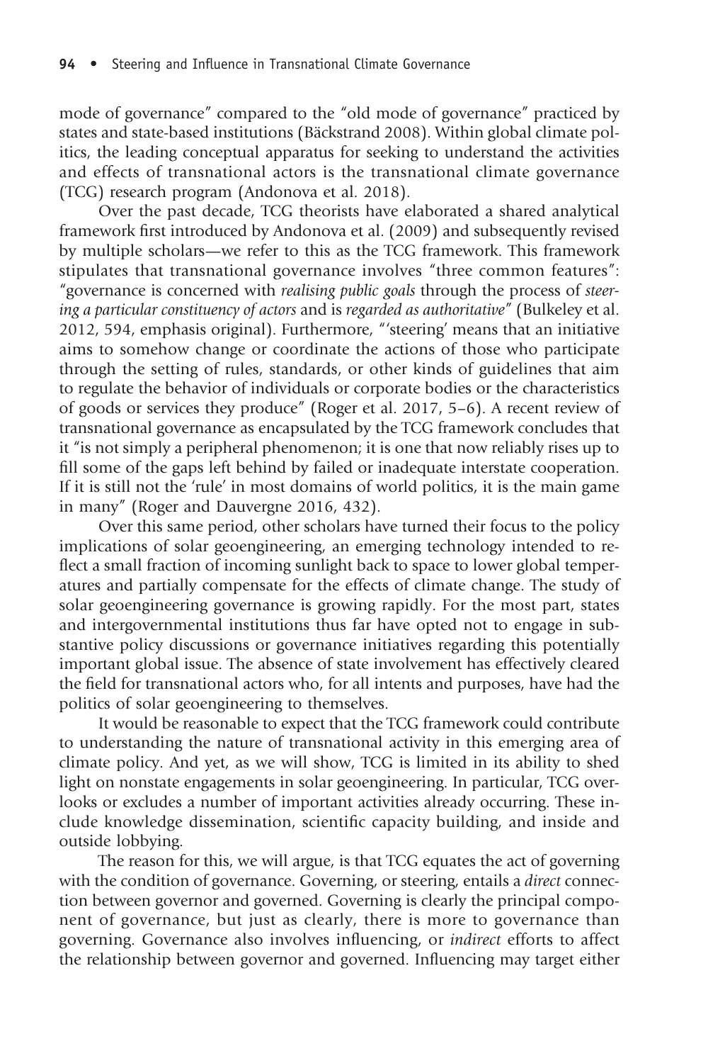mode of governance" compared to the "old mode of governance" practiced by states and state-based institutions (Bäckstrand 2008). Within global climate politics, the leading conceptual apparatus for seeking to understand the activities and effects of transnational actors is the transnational climate governance (TCG) research program (Andonova et al. 2018).

Over the past decade, TCG theorists have elaborated a shared analytical framework first introduced by Andonova et al. (2009) and subsequently revised by multiple scholars—we refer to this as the TCG framework. This framework stipulates that transnational governance involves "three common features": "governance is concerned with *realising public goals* through the process of *steering a particular constituency of actors* and is *regarded as authoritative*" (Bulkeley et al. 2012, 594, emphasis original). Furthermore, "'steering' means that an initiative aims to somehow change or coordinate the actions of those who participate through the setting of rules, standards, or other kinds of guidelines that aim to regulate the behavior of individuals or corporate bodies or the characteristics of goods or services they produce" (Roger et al. 2017, 5–6). A recent review of transnational governance as encapsulated by the TCG framework concludes that it "is not simply a peripheral phenomenon; it is one that now reliably rises up to fill some of the gaps left behind by failed or inadequate interstate cooperation. If it is still not the 'rule' in most domains of world politics, it is the main game in many" (Roger and Dauvergne 2016, 432).

Over this same period, other scholars have turned their focus to the policy implications of solar geoengineering, an emerging technology intended to reflect a small fraction of incoming sunlight back to space to lower global temperatures and partially compensate for the effects of climate change. The study of solar geoengineering governance is growing rapidly. For the most part, states and intergovernmental institutions thus far have opted not to engage in substantive policy discussions or governance initiatives regarding this potentially important global issue. The absence of state involvement has effectively cleared the field for transnational actors who, for all intents and purposes, have had the politics of solar geoengineering to themselves.

It would be reasonable to expect that the TCG framework could contribute to understanding the nature of transnational activity in this emerging area of climate policy. And yet, as we will show, TCG is limited in its ability to shed light on nonstate engagements in solar geoengineering. In particular, TCG overlooks or excludes a number of important activities already occurring. These include knowledge dissemination, scientific capacity building, and inside and outside lobbying.

The reason for this, we will argue, is that TCG equates the act of governing with the condition of governance. Governing, or steering, entails a *direct* connection between governor and governed. Governing is clearly the principal component of governance, but just as clearly, there is more to governance than governing. Governance also involves influencing, or *indirect* efforts to affect the relationship between governor and governed. Influencing may target either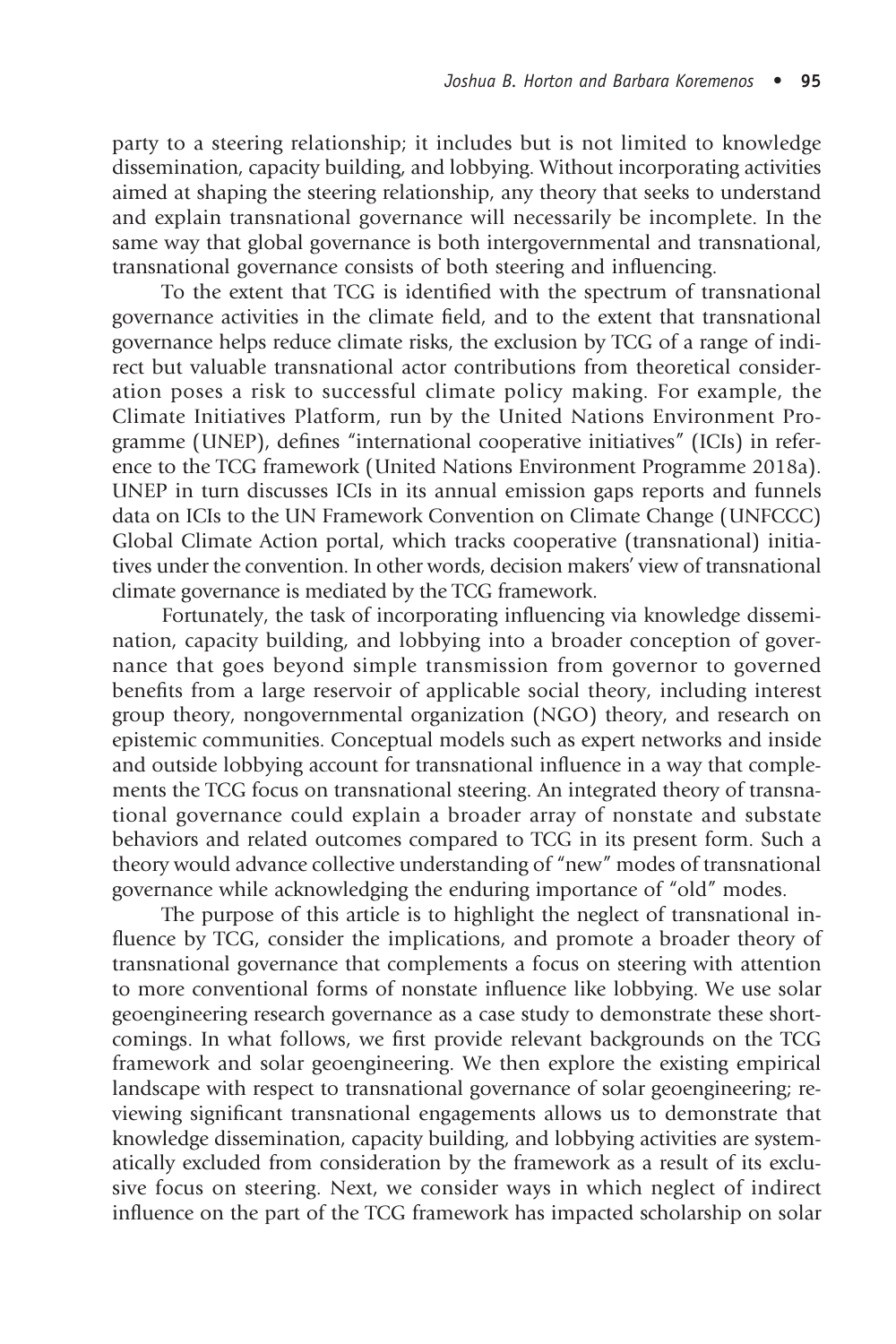party to a steering relationship; it includes but is not limited to knowledge dissemination, capacity building, and lobbying. Without incorporating activities aimed at shaping the steering relationship, any theory that seeks to understand and explain transnational governance will necessarily be incomplete. In the same way that global governance is both intergovernmental and transnational, transnational governance consists of both steering and influencing.

To the extent that TCG is identified with the spectrum of transnational governance activities in the climate field, and to the extent that transnational governance helps reduce climate risks, the exclusion by TCG of a range of indirect but valuable transnational actor contributions from theoretical consideration poses a risk to successful climate policy making. For example, the Climate Initiatives Platform, run by the United Nations Environment Programme (UNEP), defines "international cooperative initiatives" (ICIs) in reference to the TCG framework (United Nations Environment Programme 2018a). UNEP in turn discusses ICIs in its annual emission gaps reports and funnels data on ICIs to the UN Framework Convention on Climate Change (UNFCCC) Global Climate Action portal, which tracks cooperative (transnational) initiatives under the convention. In other words, decision makers' view of transnational climate governance is mediated by the TCG framework.

Fortunately, the task of incorporating influencing via knowledge dissemination, capacity building, and lobbying into a broader conception of governance that goes beyond simple transmission from governor to governed benefits from a large reservoir of applicable social theory, including interest group theory, nongovernmental organization (NGO) theory, and research on epistemic communities. Conceptual models such as expert networks and inside and outside lobbying account for transnational influence in a way that complements the TCG focus on transnational steering. An integrated theory of transnational governance could explain a broader array of nonstate and substate behaviors and related outcomes compared to TCG in its present form. Such a theory would advance collective understanding of "new" modes of transnational governance while acknowledging the enduring importance of "old" modes.

The purpose of this article is to highlight the neglect of transnational influence by TCG, consider the implications, and promote a broader theory of transnational governance that complements a focus on steering with attention to more conventional forms of nonstate influence like lobbying. We use solar geoengineering research governance as a case study to demonstrate these shortcomings. In what follows, we first provide relevant backgrounds on the TCG framework and solar geoengineering. We then explore the existing empirical landscape with respect to transnational governance of solar geoengineering; reviewing significant transnational engagements allows us to demonstrate that knowledge dissemination, capacity building, and lobbying activities are systematically excluded from consideration by the framework as a result of its exclusive focus on steering. Next, we consider ways in which neglect of indirect influence on the part of the TCG framework has impacted scholarship on solar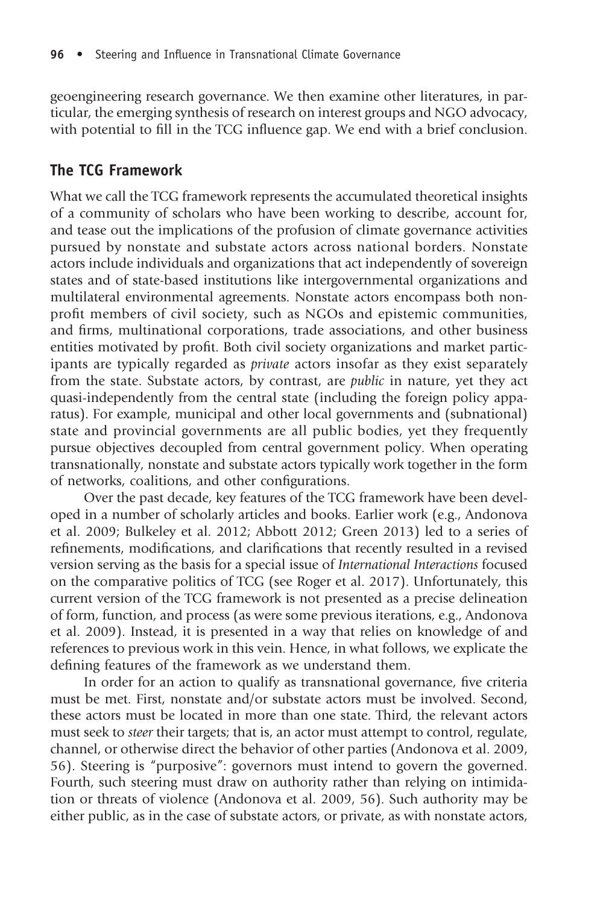geoengineering research governance. We then examine other literatures, in particular, the emerging synthesis of research on interest groups and NGO advocacy, with potential to fill in the TCG influence gap. We end with a brief conclusion.

## The TCG Framework

What we call the TCG framework represents the accumulated theoretical insights of a community of scholars who have been working to describe, account for, and tease out the implications of the profusion of climate governance activities pursued by nonstate and substate actors across national borders. Nonstate actors include individuals and organizations that act independently of sovereign states and of state-based institutions like intergovernmental organizations and multilateral environmental agreements. Nonstate actors encompass both nonprofit members of civil society, such as NGOs and epistemic communities, and firms, multinational corporations, trade associations, and other business entities motivated by profit. Both civil society organizations and market participants are typically regarded as *private* actors insofar as they exist separately from the state. Substate actors, by contrast, are *public* in nature, yet they act quasi-independently from the central state (including the foreign policy apparatus). For example, municipal and other local governments and (subnational) state and provincial governments are all public bodies, yet they frequently pursue objectives decoupled from central government policy. When operating transnationally, nonstate and substate actors typically work together in the form of networks, coalitions, and other configurations.

Over the past decade, key features of the TCG framework have been developed in a number of scholarly articles and books. Earlier work (e.g., Andonova et al. 2009; Bulkeley et al. 2012; Abbott 2012; Green 2013) led to a series of refinements, modifications, and clarifications that recently resulted in a revised version serving as the basis for a special issue of *International Interactions* focused on the comparative politics of TCG (see Roger et al. 2017). Unfortunately, this current version of the TCG framework is not presented as a precise delineation of form, function, and process (as were some previous iterations, e.g., Andonova et al. 2009). Instead, it is presented in a way that relies on knowledge of and references to previous work in this vein. Hence, in what follows, we explicate the defining features of the framework as we understand them.

In order for an action to qualify as transnational governance, five criteria must be met. First, nonstate and/or substate actors must be involved. Second, these actors must be located in more than one state. Third, the relevant actors must seek to *steer* their targets; that is, an actor must attempt to control, regulate, channel, or otherwise direct the behavior of other parties (Andonova et al. 2009, 56). Steering is "purposive": governors must intend to govern the governed. Fourth, such steering must draw on authority rather than relying on intimidation or threats of violence (Andonova et al. 2009, 56). Such authority may be either public, as in the case of substate actors, or private, as with nonstate actors,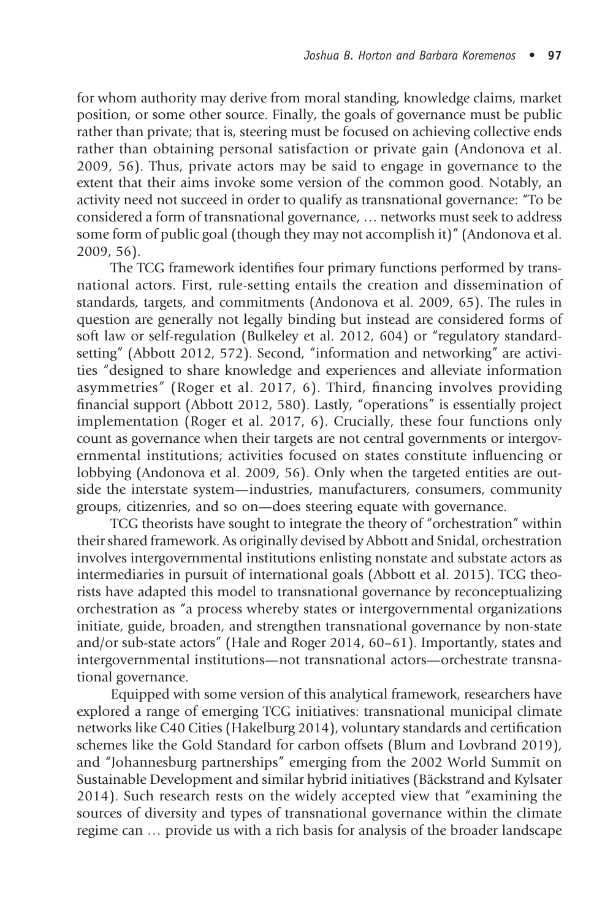for whom authority may derive from moral standing, knowledge claims, market position, or some other source. Finally, the goals of governance must be public rather than private; that is, steering must be focused on achieving collective ends rather than obtaining personal satisfaction or private gain (Andonova et al. 2009, 56). Thus, private actors may be said to engage in governance to the extent that their aims invoke some version of the common good. Notably, an activity need not succeed in order to qualify as transnational governance: "To be considered a form of transnational governance, … networks must seek to address some form of public goal (though they may not accomplish it)" (Andonova et al. 2009, 56).

The TCG framework identifies four primary functions performed by transnational actors. First, rule-setting entails the creation and dissemination of standards, targets, and commitments (Andonova et al. 2009, 65). The rules in question are generally not legally binding but instead are considered forms of soft law or self-regulation (Bulkeley et al. 2012, 604) or "regulatory standard-setting" (Abbott 2012, 572). Second, "information and networking" are activities "designed to share knowledge and experiences and alleviate information asymmetries" (Roger et al. 2017, 6). Third, financing involves providing financial support (Abbott 2012, 580). Lastly, "operations" is essentially project implementation (Roger et al. 2017, 6). Crucially, these four functions only count as governance when their targets are not central governments or intergovernmental institutions; activities focused on states constitute influencing or lobbying (Andonova et al. 2009, 56). Only when the targeted entities are outside the interstate system—industries, manufacturers, consumers, community groups, citizenries, and so on—does steering equate with governance.

TCG theorists have sought to integrate the theory of "orchestration" within their shared framework. As originally devised by Abbott and Snidal, orchestration involves intergovernmental institutions enlisting nonstate and substate actors as intermediaries in pursuit of international goals (Abbott et al. 2015). TCG theorists have adapted this model to transnational governance by reconceptualizing orchestration as "a process whereby states or intergovernmental organizations initiate, guide, broaden, and strengthen transnational governance by non-state and/or sub-state actors" (Hale and Roger 2014, 60–61). Importantly, states and intergovernmental institutions—not transnational actors—orchestrate transnational governance.

Equipped with some version of this analytical framework, researchers have explored a range of emerging TCG initiatives: transnational municipal climate networks like C40 Cities (Hakelburg 2014), voluntary standards and certification schemes like the Gold Standard for carbon offsets (Blum and Lovbrand 2019), and "Johannesburg partnerships" emerging from the 2002 World Summit on Sustainable Development and similar hybrid initiatives (Bäckstrand and Kylsater 2014). Such research rests on the widely accepted view that "examining the sources of diversity and types of transnational governance within the climate regime can … provide us with a rich basis for analysis of the broader landscape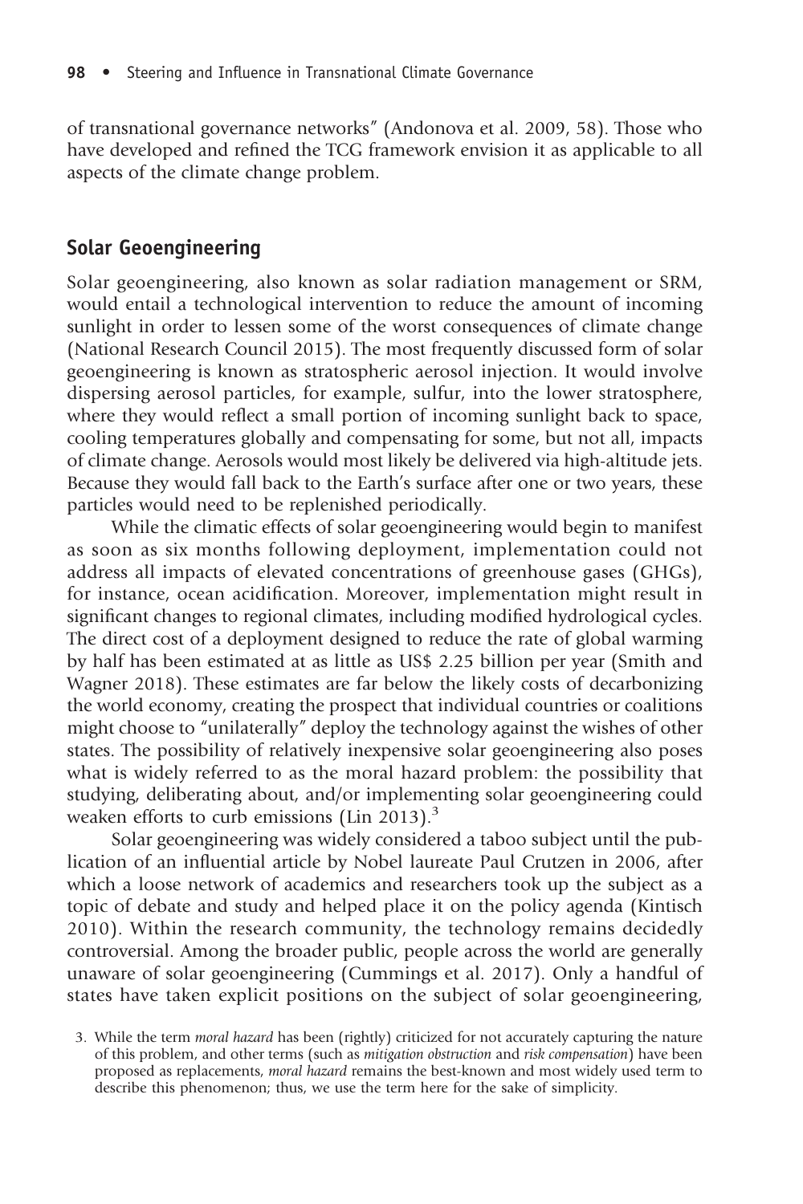of transnational governance networks" (Andonova et al. 2009, 58). Those who have developed and refined the TCG framework envision it as applicable to all aspects of the climate change problem.

## Solar Geoengineering

Solar geoengineering, also known as solar radiation management or SRM, would entail a technological intervention to reduce the amount of incoming sunlight in order to lessen some of the worst consequences of climate change (National Research Council 2015). The most frequently discussed form of solar geoengineering is known as stratospheric aerosol injection. It would involve dispersing aerosol particles, for example, sulfur, into the lower stratosphere, where they would reflect a small portion of incoming sunlight back to space, cooling temperatures globally and compensating for some, but not all, impacts of climate change. Aerosols would most likely be delivered via high-altitude jets. Because they would fall back to the Earth's surface after one or two years, these particles would need to be replenished periodically.

While the climatic effects of solar geoengineering would begin to manifest as soon as six months following deployment, implementation could not address all impacts of elevated concentrations of greenhouse gases (GHGs), for instance, ocean acidification. Moreover, implementation might result in significant changes to regional climates, including modified hydrological cycles. The direct cost of a deployment designed to reduce the rate of global warming by half has been estimated at as little as US$ 2.25 billion per year (Smith and Wagner 2018). These estimates are far below the likely costs of decarbonizing the world economy, creating the prospect that individual countries or coalitions might choose to "unilaterally" deploy the technology against the wishes of other states. The possibility of relatively inexpensive solar geoengineering also poses what is widely referred to as the moral hazard problem: the possibility that studying, deliberating about, and/or implementing solar geoengineering could weaken efforts to curb emissions (Lin 2013).[3]

Solar geoengineering was widely considered a taboo subject until the publication of an influential article by Nobel laureate Paul Crutzen in 2006, after which a loose network of academics and researchers took up the subject as a topic of debate and study and helped place it on the policy agenda (Kintisch 2010). Within the research community, the technology remains decidedly controversial. Among the broader public, people across the world are generally unaware of solar geoengineering (Cummings et al. 2017). Only a handful of states have taken explicit positions on the subject of solar geoengineering,

3. While the term *moral hazard* has been (rightly) criticized for not accurately capturing the nature of this problem, and other terms (such as *mitigation obstruction* and *risk compensation*) have been proposed as replacements, *moral hazard* remains the best-known and most widely used term to describe this phenomenon; thus, we use the term here for the sake of simplicity.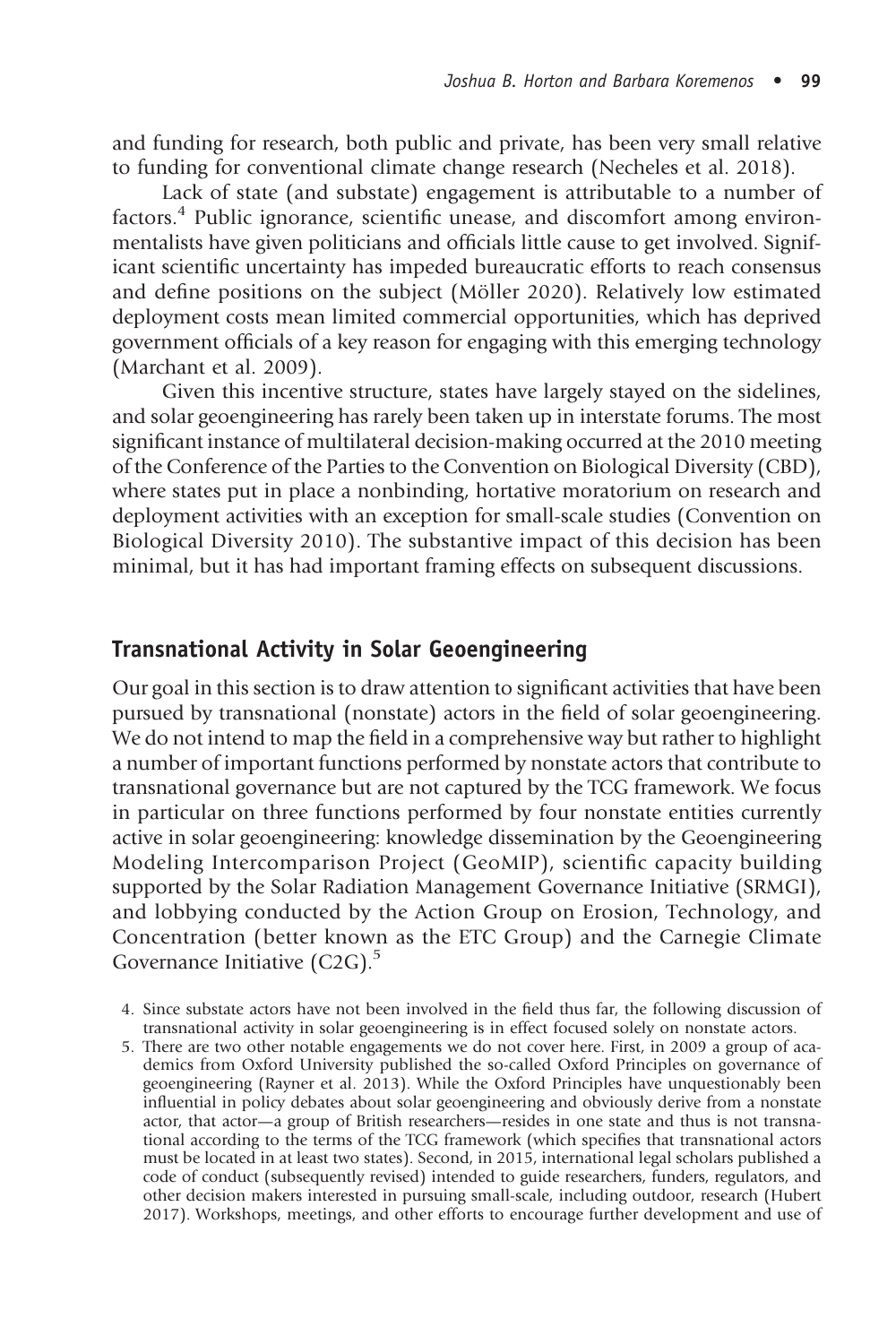and funding for research, both public and private, has been very small relative to funding for conventional climate change research (Necheles et al. 2018).

Lack of state (and substate) engagement is attributable to a number of factors.[4] Public ignorance, scientific unease, and discomfort among environmentalists have given politicians and officials little cause to get involved. Significant scientific uncertainty has impeded bureaucratic efforts to reach consensus and define positions on the subject (Möller 2020). Relatively low estimated deployment costs mean limited commercial opportunities, which has deprived government officials of a key reason for engaging with this emerging technology (Marchant et al. 2009).

Given this incentive structure, states have largely stayed on the sidelines, and solar geoengineering has rarely been taken up in interstate forums. The most significant instance of multilateral decision-making occurred at the 2010 meeting of the Conference of the Parties to the Convention on Biological Diversity (CBD), where states put in place a nonbinding, hortative moratorium on research and deployment activities with an exception for small-scale studies (Convention on Biological Diversity 2010). The substantive impact of this decision has been minimal, but it has had important framing effects on subsequent discussions.

## Transnational Activity in Solar Geoengineering

Our goal in this section is to draw attention to significant activities that have been pursued by transnational (nonstate) actors in the field of solar geoengineering. We do not intend to map the field in a comprehensive way but rather to highlight a number of important functions performed by nonstate actors that contribute to transnational governance but are not captured by the TCG framework. We focus in particular on three functions performed by four nonstate entities currently active in solar geoengineering: knowledge dissemination by the Geoengineering Modeling Intercomparison Project (GeoMIP), scientific capacity building supported by the Solar Radiation Management Governance Initiative (SRMGI), and lobbying conducted by the Action Group on Erosion, Technology, and Concentration (better known as the ETC Group) and the Carnegie Climate Governance Initiative (C2G).[5]

4. Since substate actors have not been involved in the field thus far, the following discussion of transnational activity in solar geoengineering is in effect focused solely on nonstate actors.

5. There are two other notable engagements we do not cover here. First, in 2009 a group of academics from Oxford University published the so-called Oxford Principles on governance of geoengineering (Rayner et al. 2013). While the Oxford Principles have unquestionably been influential in policy debates about solar geoengineering and obviously derive from a nonstate actor, that actor—a group of British researchers—resides in one state and thus is not transnational according to the terms of the TCG framework (which specifies that transnational actors must be located in at least two states). Second, in 2015, international legal scholars published a code of conduct (subsequently revised) intended to guide researchers, funders, regulators, and other decision makers interested in pursuing small-scale, including outdoor, research (Hubert 2017). Workshops, meetings, and other efforts to encourage further development and use of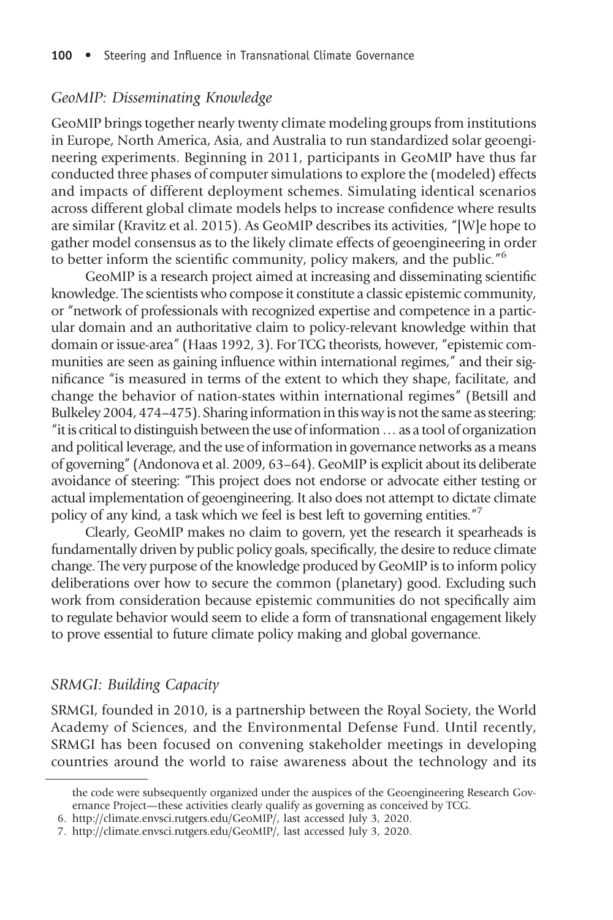### *GeoMIP: Disseminating Knowledge*

GeoMIP brings together nearly twenty climate modeling groups from institutions in Europe, North America, Asia, and Australia to run standardized solar geoengineering experiments. Beginning in 2011, participants in GeoMIP have thus far conducted three phases of computer simulations to explore the (modeled) effects and impacts of different deployment schemes. Simulating identical scenarios across different global climate models helps to increase confidence where results are similar (Kravitz et al. 2015). As GeoMIP describes its activities, "[W]e hope to gather model consensus as to the likely climate effects of geoengineering in order to better inform the scientific community, policy makers, and the public."[6]

GeoMIP is a research project aimed at increasing and disseminating scientific knowledge. The scientists who compose it constitute a classic epistemic community, or "network of professionals with recognized expertise and competence in a particular domain and an authoritative claim to policy-relevant knowledge within that domain or issue-area" (Haas 1992, 3). For TCG theorists, however, "epistemic communities are seen as gaining influence within international regimes," and their significance "is measured in terms of the extent to which they shape, facilitate, and change the behavior of nation-states within international regimes" (Betsill and Bulkeley 2004, 474–475). Sharing information in this way is not the same as steering: "it is critical to distinguish between the use of information … as a tool of organization and political leverage, and the use of information in governance networks as a means of governing" (Andonova et al. 2009, 63–64). GeoMIP is explicit about its deliberate avoidance of steering: "This project does not endorse or advocate either testing or actual implementation of geoengineering. It also does not attempt to dictate climate policy of any kind, a task which we feel is best left to governing entities."[7]

Clearly, GeoMIP makes no claim to govern, yet the research it spearheads is fundamentally driven by public policy goals, specifically, the desire to reduce climate change. The very purpose of the knowledge produced by GeoMIP is to inform policy deliberations over how to secure the common (planetary) good. Excluding such work from consideration because epistemic communities do not specifically aim to regulate behavior would seem to elide a form of transnational engagement likely to prove essential to future climate policy making and global governance.

### *SRMGI: Building Capacity*

SRMGI, founded in 2010, is a partnership between the Royal Society, the World Academy of Sciences, and the Environmental Defense Fund. Until recently, SRMGI has been focused on convening stakeholder meetings in developing countries around the world to raise awareness about the technology and its

---

the code were subsequently organized under the auspices of the Geoengineering Research Governance Project—these activities clearly qualify as governing as conceived by TCG.

6. http://climate.envsci.rutgers.edu/GeoMIP/, last accessed July 3, 2020.

7. http://climate.envsci.rutgers.edu/GeoMIP/, last accessed July 3, 2020.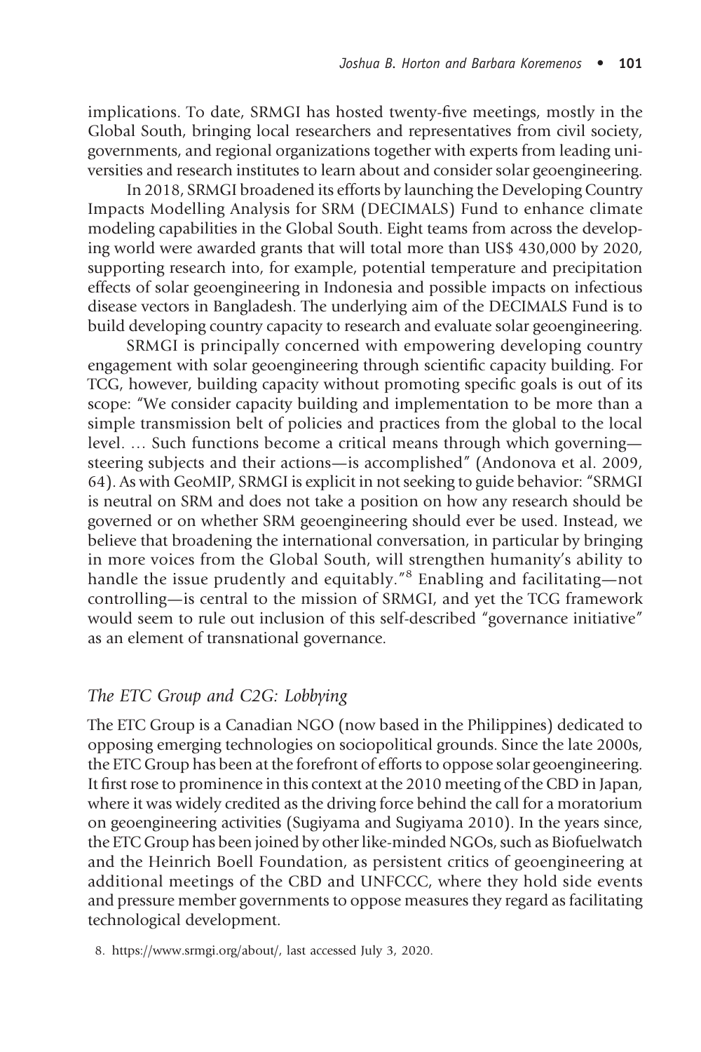implications. To date, SRMGI has hosted twenty-five meetings, mostly in the Global South, bringing local researchers and representatives from civil society, governments, and regional organizations together with experts from leading universities and research institutes to learn about and consider solar geoengineering.

In 2018, SRMGI broadened its efforts by launching the Developing Country Impacts Modelling Analysis for SRM (DECIMALS) Fund to enhance climate modeling capabilities in the Global South. Eight teams from across the developing world were awarded grants that will total more than US$ 430,000 by 2020, supporting research into, for example, potential temperature and precipitation effects of solar geoengineering in Indonesia and possible impacts on infectious disease vectors in Bangladesh. The underlying aim of the DECIMALS Fund is to build developing country capacity to research and evaluate solar geoengineering.

SRMGI is principally concerned with empowering developing country engagement with solar geoengineering through scientific capacity building. For TCG, however, building capacity without promoting specific goals is out of its scope: "We consider capacity building and implementation to be more than a simple transmission belt of policies and practices from the global to the local level. … Such functions become a critical means through which governing—steering subjects and their actions—is accomplished" (Andonova et al. 2009, 64). As with GeoMIP, SRMGI is explicit in not seeking to guide behavior: "SRMGI is neutral on SRM and does not take a position on how any research should be governed or on whether SRM geoengineering should ever be used. Instead, we believe that broadening the international conversation, in particular by bringing in more voices from the Global South, will strengthen humanity's ability to handle the issue prudently and equitably."[8] Enabling and facilitating—not controlling—is central to the mission of SRMGI, and yet the TCG framework would seem to rule out inclusion of this self-described "governance initiative" as an element of transnational governance.

### *The ETC Group and C2G: Lobbying*

The ETC Group is a Canadian NGO (now based in the Philippines) dedicated to opposing emerging technologies on sociopolitical grounds. Since the late 2000s, the ETC Group has been at the forefront of efforts to oppose solar geoengineering. It first rose to prominence in this context at the 2010 meeting of the CBD in Japan, where it was widely credited as the driving force behind the call for a moratorium on geoengineering activities (Sugiyama and Sugiyama 2010). In the years since, the ETC Group has been joined by other like-minded NGOs, such as Biofuelwatch and the Heinrich Boell Foundation, as persistent critics of geoengineering at additional meetings of the CBD and UNFCCC, where they hold side events and pressure member governments to oppose measures they regard as facilitating technological development.

8. https://www.srmgi.org/about/, last accessed July 3, 2020.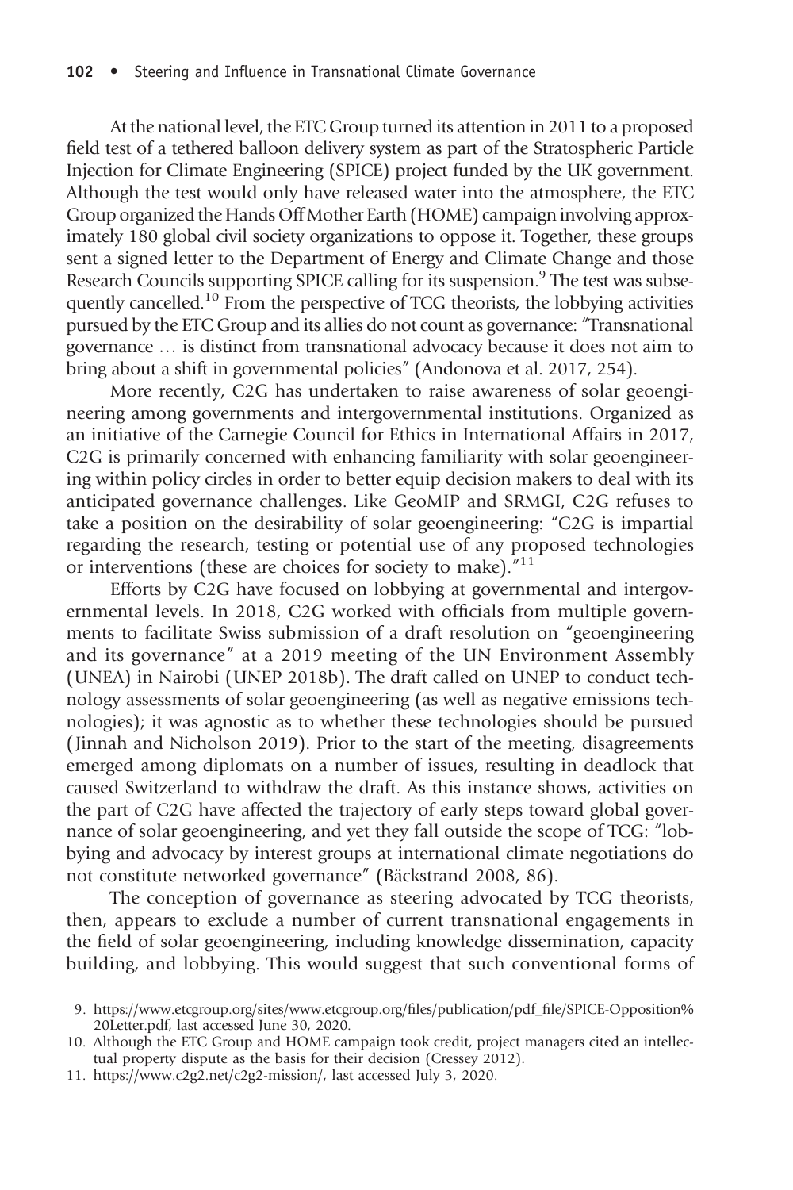At the national level, the ETC Group turned its attention in 2011 to a proposed field test of a tethered balloon delivery system as part of the Stratospheric Particle Injection for Climate Engineering (SPICE) project funded by the UK government. Although the test would only have released water into the atmosphere, the ETC Group organized the Hands Off Mother Earth (HOME) campaign involving approximately 180 global civil society organizations to oppose it. Together, these groups sent a signed letter to the Department of Energy and Climate Change and those Research Councils supporting SPICE calling for its suspension.[9] The test was subsequently cancelled.[10] From the perspective of TCG theorists, the lobbying activities pursued by the ETC Group and its allies do not count as governance: "Transnational governance … is distinct from transnational advocacy because it does not aim to bring about a shift in governmental policies" (Andonova et al. 2017, 254).

More recently, C2G has undertaken to raise awareness of solar geoengineering among governments and intergovernmental institutions. Organized as an initiative of the Carnegie Council for Ethics in International Affairs in 2017, C2G is primarily concerned with enhancing familiarity with solar geoengineering within policy circles in order to better equip decision makers to deal with its anticipated governance challenges. Like GeoMIP and SRMGI, C2G refuses to take a position on the desirability of solar geoengineering: "C2G is impartial regarding the research, testing or potential use of any proposed technologies or interventions (these are choices for society to make)."[11]

Efforts by C2G have focused on lobbying at governmental and intergovernmental levels. In 2018, C2G worked with officials from multiple governments to facilitate Swiss submission of a draft resolution on "geoengineering and its governance" at a 2019 meeting of the UN Environment Assembly (UNEA) in Nairobi (UNEP 2018b). The draft called on UNEP to conduct technology assessments of solar geoengineering (as well as negative emissions technologies); it was agnostic as to whether these technologies should be pursued (Jinnah and Nicholson 2019). Prior to the start of the meeting, disagreements emerged among diplomats on a number of issues, resulting in deadlock that caused Switzerland to withdraw the draft. As this instance shows, activities on the part of C2G have affected the trajectory of early steps toward global governance of solar geoengineering, and yet they fall outside the scope of TCG: "lobbying and advocacy by interest groups at international climate negotiations do not constitute networked governance" (Bäckstrand 2008, 86).

The conception of governance as steering advocated by TCG theorists, then, appears to exclude a number of current transnational engagements in the field of solar geoengineering, including knowledge dissemination, capacity building, and lobbying. This would suggest that such conventional forms of

9. https://www.etcgroup.org/sites/www.etcgroup.org/files/publication/pdf_file/SPICE-Opposition%20Letter.pdf, last accessed June 30, 2020.

10. Although the ETC Group and HOME campaign took credit, project managers cited an intellectual property dispute as the basis for their decision (Cressey 2012).

11. https://www.c2g2.net/c2g2-mission/, last accessed July 3, 2020.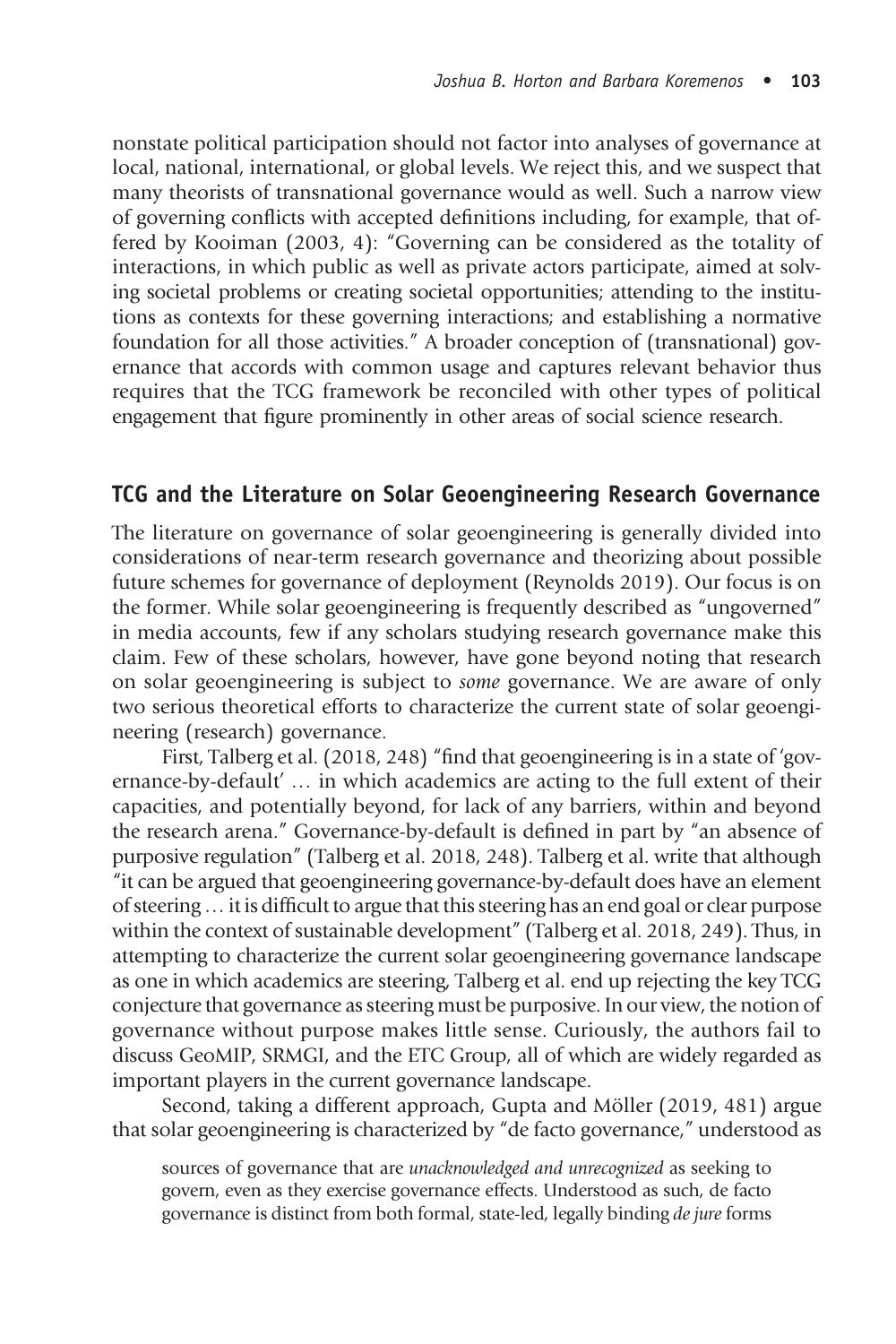nonstate political participation should not factor into analyses of governance at local, national, international, or global levels. We reject this, and we suspect that many theorists of transnational governance would as well. Such a narrow view of governing conflicts with accepted definitions including, for example, that offered by Kooiman (2003, 4): "Governing can be considered as the totality of interactions, in which public as well as private actors participate, aimed at solving societal problems or creating societal opportunities; attending to the institutions as contexts for these governing interactions; and establishing a normative foundation for all those activities." A broader conception of (transnational) governance that accords with common usage and captures relevant behavior thus requires that the TCG framework be reconciled with other types of political engagement that figure prominently in other areas of social science research.

## TCG and the Literature on Solar Geoengineering Research Governance

The literature on governance of solar geoengineering is generally divided into considerations of near-term research governance and theorizing about possible future schemes for governance of deployment (Reynolds 2019). Our focus is on the former. While solar geoengineering is frequently described as "ungoverned" in media accounts, few if any scholars studying research governance make this claim. Few of these scholars, however, have gone beyond noting that research on solar geoengineering is subject to *some* governance. We are aware of only two serious theoretical efforts to characterize the current state of solar geoengineering (research) governance.

First, Talberg et al. (2018, 248) "find that geoengineering is in a state of 'governance-by-default' … in which academics are acting to the full extent of their capacities, and potentially beyond, for lack of any barriers, within and beyond the research arena." Governance-by-default is defined in part by "an absence of purposive regulation" (Talberg et al. 2018, 248). Talberg et al. write that although "it can be argued that geoengineering governance-by-default does have an element of steering … it is difficult to argue that this steering has an end goal or clear purpose within the context of sustainable development" (Talberg et al. 2018, 249). Thus, in attempting to characterize the current solar geoengineering governance landscape as one in which academics are steering, Talberg et al. end up rejecting the key TCG conjecture that governance as steering must be purposive. In our view, the notion of governance without purpose makes little sense. Curiously, the authors fail to discuss GeoMIP, SRMGI, and the ETC Group, all of which are widely regarded as important players in the current governance landscape.

Second, taking a different approach, Gupta and Möller (2019, 481) argue that solar geoengineering is characterized by "de facto governance," understood as

> sources of governance that are *unacknowledged and unrecognized* as seeking to govern, even as they exercise governance effects. Understood as such, de facto governance is distinct from both formal, state-led, legally binding *de jure* forms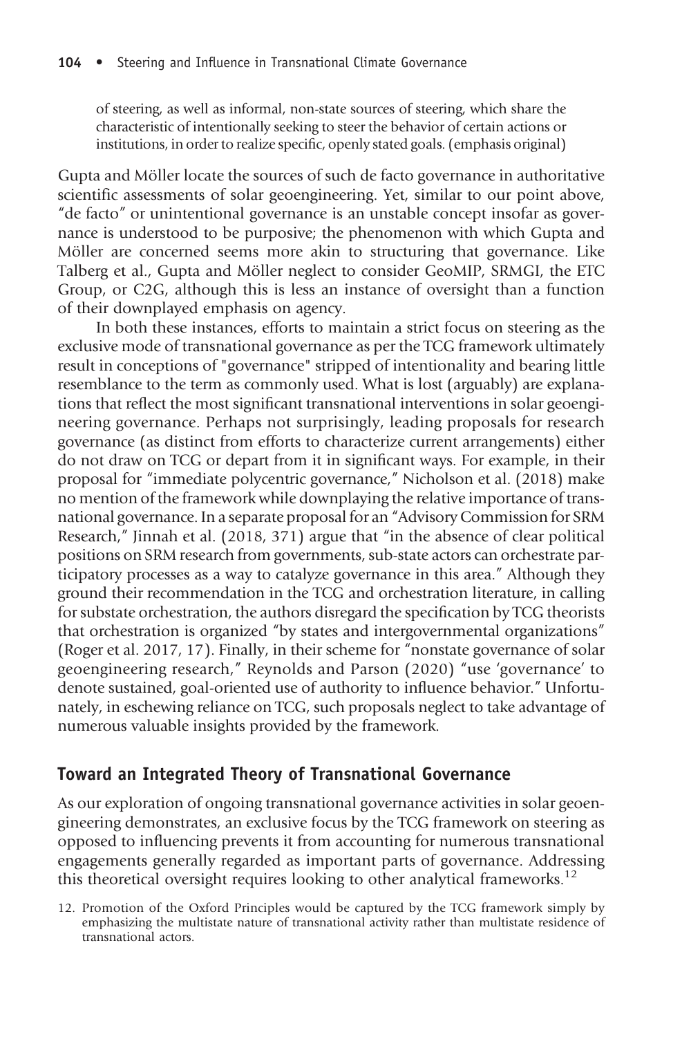of steering, as well as informal, non-state sources of steering, which share the characteristic of intentionally seeking to steer the behavior of certain actions or institutions, in order to realize specific, openly stated goals. (emphasis original)

Gupta and Möller locate the sources of such de facto governance in authoritative scientific assessments of solar geoengineering. Yet, similar to our point above, "de facto" or unintentional governance is an unstable concept insofar as governance is understood to be purposive; the phenomenon with which Gupta and Möller are concerned seems more akin to structuring that governance. Like Talberg et al., Gupta and Möller neglect to consider GeoMIP, SRMGI, the ETC Group, or C2G, although this is less an instance of oversight than a function of their downplayed emphasis on agency.

In both these instances, efforts to maintain a strict focus on steering as the exclusive mode of transnational governance as per the TCG framework ultimately result in conceptions of "governance" stripped of intentionality and bearing little resemblance to the term as commonly used. What is lost (arguably) are explanations that reflect the most significant transnational interventions in solar geoengineering governance. Perhaps not surprisingly, leading proposals for research governance (as distinct from efforts to characterize current arrangements) either do not draw on TCG or depart from it in significant ways. For example, in their proposal for "immediate polycentric governance," Nicholson et al. (2018) make no mention of the framework while downplaying the relative importance of transnational governance. In a separate proposal for an "Advisory Commission for SRM Research," Jinnah et al. (2018, 371) argue that "in the absence of clear political positions on SRM research from governments, sub-state actors can orchestrate participatory processes as a way to catalyze governance in this area." Although they ground their recommendation in the TCG and orchestration literature, in calling for substate orchestration, the authors disregard the specification by TCG theorists that orchestration is organized "by states and intergovernmental organizations" (Roger et al. 2017, 17). Finally, in their scheme for "nonstate governance of solar geoengineering research," Reynolds and Parson (2020) "use 'governance' to denote sustained, goal-oriented use of authority to influence behavior." Unfortunately, in eschewing reliance on TCG, such proposals neglect to take advantage of numerous valuable insights provided by the framework.

## Toward an Integrated Theory of Transnational Governance

As our exploration of ongoing transnational governance activities in solar geoengineering demonstrates, an exclusive focus by the TCG framework on steering as opposed to influencing prevents it from accounting for numerous transnational engagements generally regarded as important parts of governance. Addressing this theoretical oversight requires looking to other analytical frameworks.[12]

12. Promotion of the Oxford Principles would be captured by the TCG framework simply by emphasizing the multistate nature of transnational activity rather than multistate residence of transnational actors.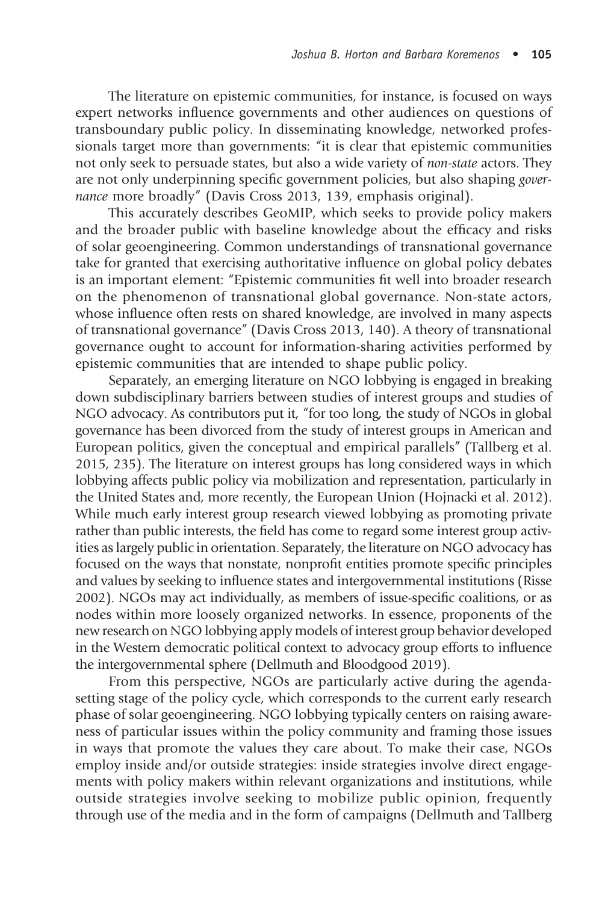The literature on epistemic communities, for instance, is focused on ways expert networks influence governments and other audiences on questions of transboundary public policy. In disseminating knowledge, networked professionals target more than governments: "it is clear that epistemic communities not only seek to persuade states, but also a wide variety of *non-state* actors. They are not only underpinning specific government policies, but also shaping *governance* more broadly" (Davis Cross 2013, 139, emphasis original).

This accurately describes GeoMIP, which seeks to provide policy makers and the broader public with baseline knowledge about the efficacy and risks of solar geoengineering. Common understandings of transnational governance take for granted that exercising authoritative influence on global policy debates is an important element: "Epistemic communities fit well into broader research on the phenomenon of transnational global governance. Non-state actors, whose influence often rests on shared knowledge, are involved in many aspects of transnational governance" (Davis Cross 2013, 140). A theory of transnational governance ought to account for information-sharing activities performed by epistemic communities that are intended to shape public policy.

Separately, an emerging literature on NGO lobbying is engaged in breaking down subdisciplinary barriers between studies of interest groups and studies of NGO advocacy. As contributors put it, "for too long, the study of NGOs in global governance has been divorced from the study of interest groups in American and European politics, given the conceptual and empirical parallels" (Tallberg et al. 2015, 235). The literature on interest groups has long considered ways in which lobbying affects public policy via mobilization and representation, particularly in the United States and, more recently, the European Union (Hojnacki et al. 2012). While much early interest group research viewed lobbying as promoting private rather than public interests, the field has come to regard some interest group activities as largely public in orientation. Separately, the literature on NGO advocacy has focused on the ways that nonstate, nonprofit entities promote specific principles and values by seeking to influence states and intergovernmental institutions (Risse 2002). NGOs may act individually, as members of issue-specific coalitions, or as nodes within more loosely organized networks. In essence, proponents of the new research on NGO lobbying apply models of interest group behavior developed in the Western democratic political context to advocacy group efforts to influence the intergovernmental sphere (Dellmuth and Bloodgood 2019).

From this perspective, NGOs are particularly active during the agenda-setting stage of the policy cycle, which corresponds to the current early research phase of solar geoengineering. NGO lobbying typically centers on raising awareness of particular issues within the policy community and framing those issues in ways that promote the values they care about. To make their case, NGOs employ inside and/or outside strategies: inside strategies involve direct engagements with policy makers within relevant organizations and institutions, while outside strategies involve seeking to mobilize public opinion, frequently through use of the media and in the form of campaigns (Dellmuth and Tallberg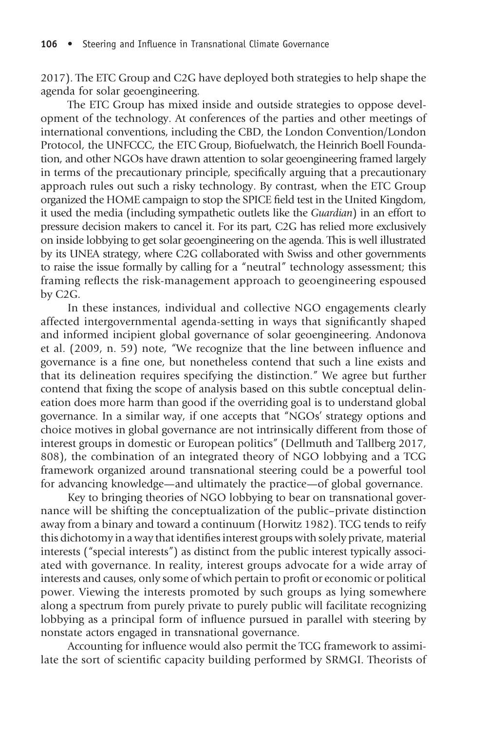2017). The ETC Group and C2G have deployed both strategies to help shape the agenda for solar geoengineering.

The ETC Group has mixed inside and outside strategies to oppose development of the technology. At conferences of the parties and other meetings of international conventions, including the CBD, the London Convention/London Protocol, the UNFCCC, the ETC Group, Biofuelwatch, the Heinrich Boell Foundation, and other NGOs have drawn attention to solar geoengineering framed largely in terms of the precautionary principle, specifically arguing that a precautionary approach rules out such a risky technology. By contrast, when the ETC Group organized the HOME campaign to stop the SPICE field test in the United Kingdom, it used the media (including sympathetic outlets like the *Guardian*) in an effort to pressure decision makers to cancel it. For its part, C2G has relied more exclusively on inside lobbying to get solar geoengineering on the agenda. This is well illustrated by its UNEA strategy, where C2G collaborated with Swiss and other governments to raise the issue formally by calling for a "neutral" technology assessment; this framing reflects the risk-management approach to geoengineering espoused by C2G.

In these instances, individual and collective NGO engagements clearly affected intergovernmental agenda-setting in ways that significantly shaped and informed incipient global governance of solar geoengineering. Andonova et al. (2009, n. 59) note, "We recognize that the line between influence and governance is a fine one, but nonetheless contend that such a line exists and that its delineation requires specifying the distinction." We agree but further contend that fixing the scope of analysis based on this subtle conceptual delineation does more harm than good if the overriding goal is to understand global governance. In a similar way, if one accepts that "NGOs' strategy options and choice motives in global governance are not intrinsically different from those of interest groups in domestic or European politics" (Dellmuth and Tallberg 2017, 808), the combination of an integrated theory of NGO lobbying and a TCG framework organized around transnational steering could be a powerful tool for advancing knowledge—and ultimately the practice—of global governance.

Key to bringing theories of NGO lobbying to bear on transnational governance will be shifting the conceptualization of the public–private distinction away from a binary and toward a continuum (Horwitz 1982). TCG tends to reify this dichotomy in a way that identifies interest groups with solely private, material interests ("special interests") as distinct from the public interest typically associated with governance. In reality, interest groups advocate for a wide array of interests and causes, only some of which pertain to profit or economic or political power. Viewing the interests promoted by such groups as lying somewhere along a spectrum from purely private to purely public will facilitate recognizing lobbying as a principal form of influence pursued in parallel with steering by nonstate actors engaged in transnational governance.

Accounting for influence would also permit the TCG framework to assimilate the sort of scientific capacity building performed by SRMGI. Theorists of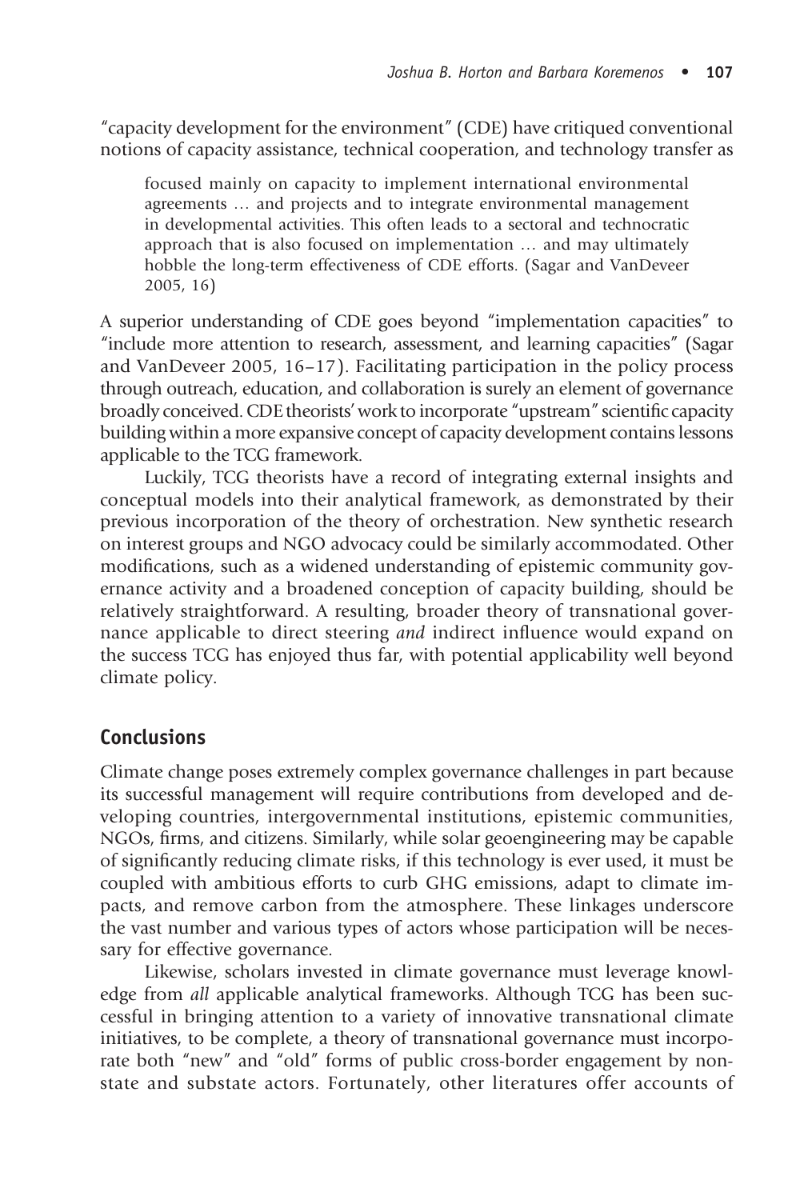"capacity development for the environment" (CDE) have critiqued conventional notions of capacity assistance, technical cooperation, and technology transfer as

> focused mainly on capacity to implement international environmental agreements … and projects and to integrate environmental management in developmental activities. This often leads to a sectoral and technocratic approach that is also focused on implementation … and may ultimately hobble the long-term effectiveness of CDE efforts. (Sagar and VanDeveer 2005, 16)

A superior understanding of CDE goes beyond "implementation capacities" to "include more attention to research, assessment, and learning capacities" (Sagar and VanDeveer 2005, 16–17). Facilitating participation in the policy process through outreach, education, and collaboration is surely an element of governance broadly conceived. CDE theorists' work to incorporate "upstream" scientific capacity building within a more expansive concept of capacity development contains lessons applicable to the TCG framework.

Luckily, TCG theorists have a record of integrating external insights and conceptual models into their analytical framework, as demonstrated by their previous incorporation of the theory of orchestration. New synthetic research on interest groups and NGO advocacy could be similarly accommodated. Other modifications, such as a widened understanding of epistemic community governance activity and a broadened conception of capacity building, should be relatively straightforward. A resulting, broader theory of transnational governance applicable to direct steering *and* indirect influence would expand on the success TCG has enjoyed thus far, with potential applicability well beyond climate policy.

## Conclusions

Climate change poses extremely complex governance challenges in part because its successful management will require contributions from developed and developing countries, intergovernmental institutions, epistemic communities, NGOs, firms, and citizens. Similarly, while solar geoengineering may be capable of significantly reducing climate risks, if this technology is ever used, it must be coupled with ambitious efforts to curb GHG emissions, adapt to climate impacts, and remove carbon from the atmosphere. These linkages underscore the vast number and various types of actors whose participation will be necessary for effective governance.

Likewise, scholars invested in climate governance must leverage knowledge from *all* applicable analytical frameworks. Although TCG has been successful in bringing attention to a variety of innovative transnational climate initiatives, to be complete, a theory of transnational governance must incorporate both "new" and "old" forms of public cross-border engagement by nonstate and substate actors. Fortunately, other literatures offer accounts of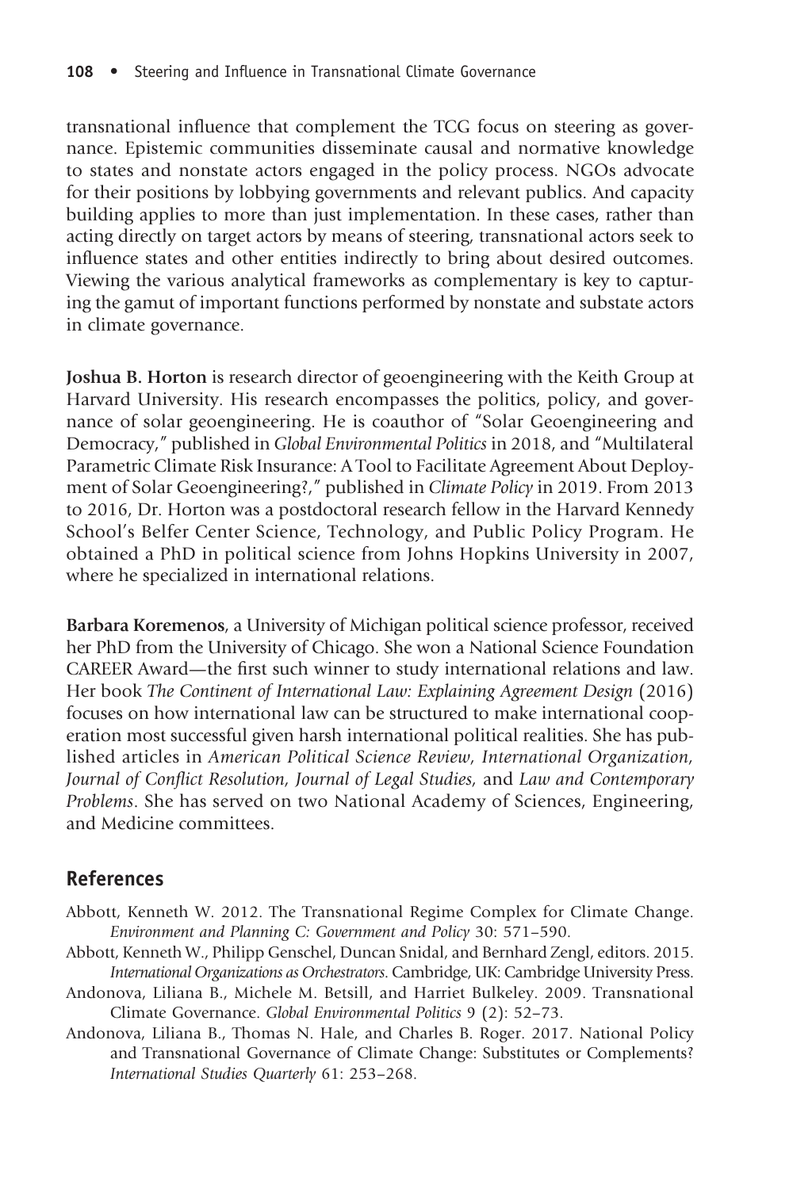transnational influence that complement the TCG focus on steering as governance. Epistemic communities disseminate causal and normative knowledge to states and nonstate actors engaged in the policy process. NGOs advocate for their positions by lobbying governments and relevant publics. And capacity building applies to more than just implementation. In these cases, rather than acting directly on target actors by means of steering, transnational actors seek to influence states and other entities indirectly to bring about desired outcomes. Viewing the various analytical frameworks as complementary is key to capturing the gamut of important functions performed by nonstate and substate actors in climate governance.

**Joshua B. Horton** is research director of geoengineering with the Keith Group at Harvard University. His research encompasses the politics, policy, and governance of solar geoengineering. He is coauthor of "Solar Geoengineering and Democracy," published in *Global Environmental Politics* in 2018, and "Multilateral Parametric Climate Risk Insurance: A Tool to Facilitate Agreement About Deployment of Solar Geoengineering?," published in *Climate Policy* in 2019. From 2013 to 2016, Dr. Horton was a postdoctoral research fellow in the Harvard Kennedy School's Belfer Center Science, Technology, and Public Policy Program. He obtained a PhD in political science from Johns Hopkins University in 2007, where he specialized in international relations.

**Barbara Koremenos**, a University of Michigan political science professor, received her PhD from the University of Chicago. She won a National Science Foundation CAREER Award—the first such winner to study international relations and law. Her book *The Continent of International Law: Explaining Agreement Design* (2016) focuses on how international law can be structured to make international cooperation most successful given harsh international political realities. She has published articles in *American Political Science Review*, *International Organization*, *Journal of Conflict Resolution*, *Journal of Legal Studies*, and *Law and Contemporary Problems*. She has served on two National Academy of Sciences, Engineering, and Medicine committees.

## References

Abbott, Kenneth W. 2012. The Transnational Regime Complex for Climate Change. *Environment and Planning C: Government and Policy* 30: 571–590.

Abbott, Kenneth W., Philipp Genschel, Duncan Snidal, and Bernhard Zengl, editors. 2015. *International Organizations as Orchestrators*. Cambridge, UK: Cambridge University Press.

Andonova, Liliana B., Michele M. Betsill, and Harriet Bulkeley. 2009. Transnational Climate Governance. *Global Environmental Politics* 9 (2): 52–73.

Andonova, Liliana B., Thomas N. Hale, and Charles B. Roger. 2017. National Policy and Transnational Governance of Climate Change: Substitutes or Complements? *International Studies Quarterly* 61: 253–268.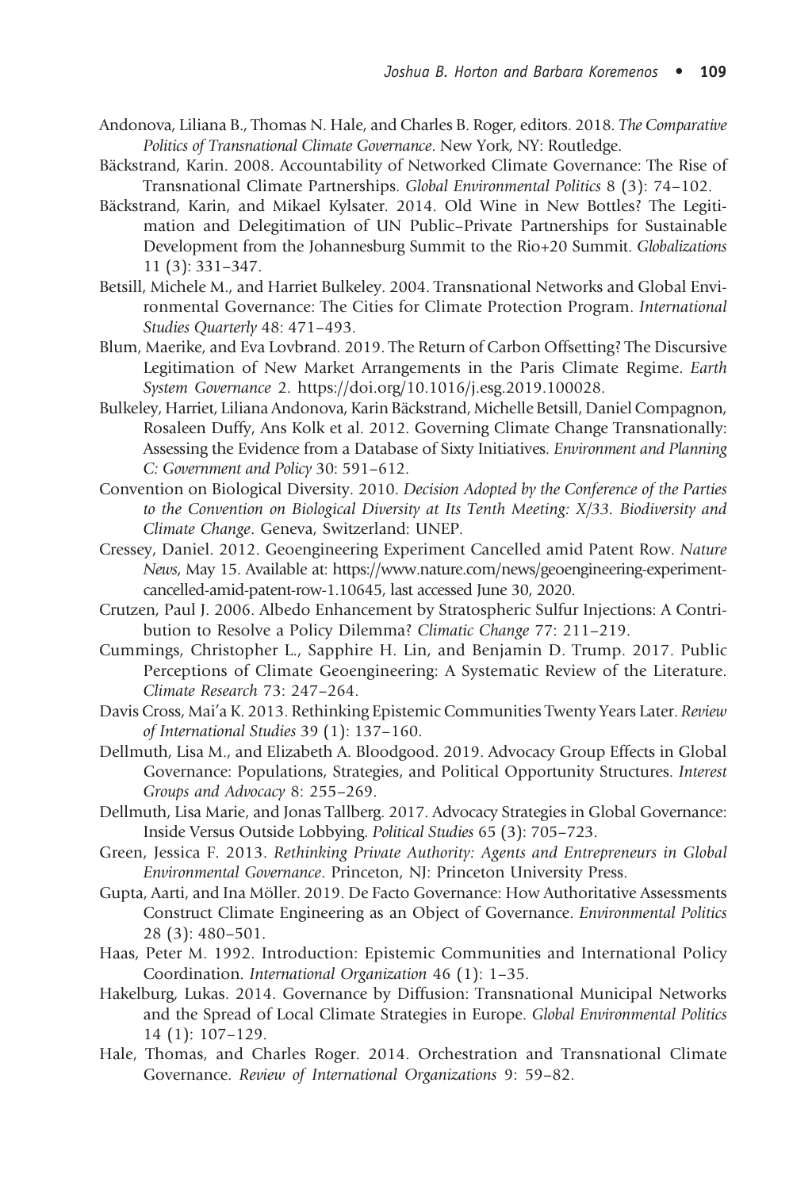Andonova, Liliana B., Thomas N. Hale, and Charles B. Roger, editors. 2018. *The Comparative Politics of Transnational Climate Governance*. New York, NY: Routledge.

Bäckstrand, Karin. 2008. Accountability of Networked Climate Governance: The Rise of Transnational Climate Partnerships. *Global Environmental Politics* 8 (3): 74–102.

Bäckstrand, Karin, and Mikael Kylsater. 2014. Old Wine in New Bottles? The Legitimation and Delegitimation of UN Public–Private Partnerships for Sustainable Development from the Johannesburg Summit to the Rio+20 Summit. *Globalizations* 11 (3): 331–347.

Betsill, Michele M., and Harriet Bulkeley. 2004. Transnational Networks and Global Environmental Governance: The Cities for Climate Protection Program. *International Studies Quarterly* 48: 471–493.

Blum, Maerike, and Eva Lovbrand. 2019. The Return of Carbon Offsetting? The Discursive Legitimation of New Market Arrangements in the Paris Climate Regime. *Earth System Governance* 2. https://doi.org/10.1016/j.esg.2019.100028.

Bulkeley, Harriet, Liliana Andonova, Karin Bäckstrand, Michelle Betsill, Daniel Compagnon, Rosaleen Duffy, Ans Kolk et al. 2012. Governing Climate Change Transnationally: Assessing the Evidence from a Database of Sixty Initiatives. *Environment and Planning C: Government and Policy* 30: 591–612.

Convention on Biological Diversity. 2010. *Decision Adopted by the Conference of the Parties to the Convention on Biological Diversity at Its Tenth Meeting: X/33. Biodiversity and Climate Change*. Geneva, Switzerland: UNEP.

Cressey, Daniel. 2012. Geoengineering Experiment Cancelled amid Patent Row. *Nature News*, May 15. Available at: https://www.nature.com/news/geoengineering-experiment-cancelled-amid-patent-row-1.10645, last accessed June 30, 2020.

Crutzen, Paul J. 2006. Albedo Enhancement by Stratospheric Sulfur Injections: A Contribution to Resolve a Policy Dilemma? *Climatic Change* 77: 211–219.

Cummings, Christopher L., Sapphire H. Lin, and Benjamin D. Trump. 2017. Public Perceptions of Climate Geoengineering: A Systematic Review of the Literature. *Climate Research* 73: 247–264.

Davis Cross, Mai'a K. 2013. Rethinking Epistemic Communities Twenty Years Later. *Review of International Studies* 39 (1): 137–160.

Dellmuth, Lisa M., and Elizabeth A. Bloodgood. 2019. Advocacy Group Effects in Global Governance: Populations, Strategies, and Political Opportunity Structures. *Interest Groups and Advocacy* 8: 255–269.

Dellmuth, Lisa Marie, and Jonas Tallberg. 2017. Advocacy Strategies in Global Governance: Inside Versus Outside Lobbying. *Political Studies* 65 (3): 705–723.

Green, Jessica F. 2013. *Rethinking Private Authority: Agents and Entrepreneurs in Global Environmental Governance*. Princeton, NJ: Princeton University Press.

Gupta, Aarti, and Ina Möller. 2019. De Facto Governance: How Authoritative Assessments Construct Climate Engineering as an Object of Governance. *Environmental Politics* 28 (3): 480–501.

Haas, Peter M. 1992. Introduction: Epistemic Communities and International Policy Coordination. *International Organization* 46 (1): 1–35.

Hakelburg, Lukas. 2014. Governance by Diffusion: Transnational Municipal Networks and the Spread of Local Climate Strategies in Europe. *Global Environmental Politics* 14 (1): 107–129.

Hale, Thomas, and Charles Roger. 2014. Orchestration and Transnational Climate Governance. *Review of International Organizations* 9: 59–82.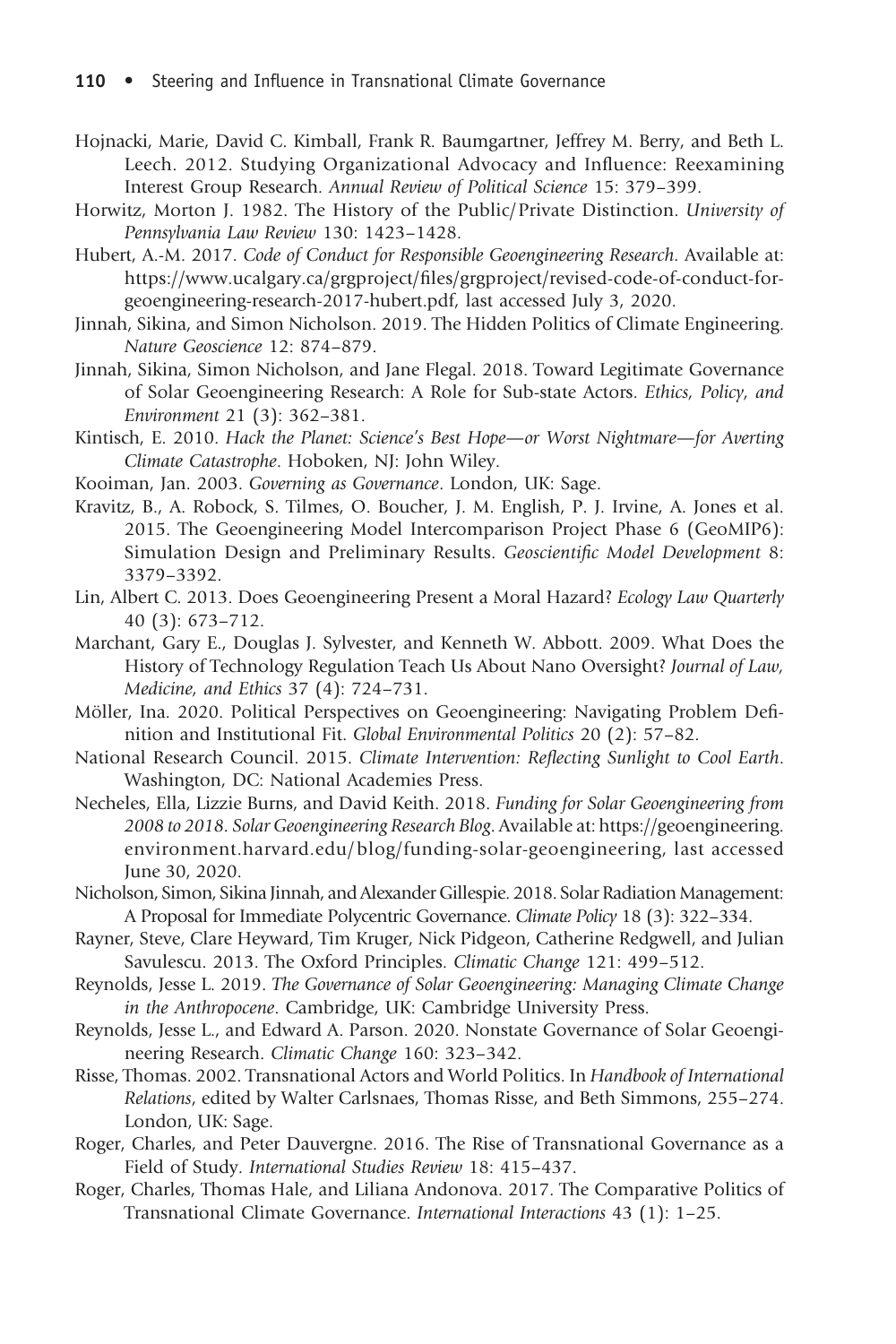Hojnacki, Marie, David C. Kimball, Frank R. Baumgartner, Jeffrey M. Berry, and Beth L. Leech. 2012. Studying Organizational Advocacy and Influence: Reexamining Interest Group Research. *Annual Review of Political Science* 15: 379–399.

Horwitz, Morton J. 1982. The History of the Public/Private Distinction. *University of Pennsylvania Law Review* 130: 1423–1428.

Hubert, A.-M. 2017. *Code of Conduct for Responsible Geoengineering Research*. Available at: https://www.ucalgary.ca/grgproject/files/grgproject/revised-code-of-conduct-for-geoengineering-research-2017-hubert.pdf, last accessed July 3, 2020.

Jinnah, Sikina, and Simon Nicholson. 2019. The Hidden Politics of Climate Engineering. *Nature Geoscience* 12: 874–879.

Jinnah, Sikina, Simon Nicholson, and Jane Flegal. 2018. Toward Legitimate Governance of Solar Geoengineering Research: A Role for Sub-state Actors. *Ethics, Policy, and Environment* 21 (3): 362–381.

Kintisch, E. 2010. *Hack the Planet: Science's Best Hope—or Worst Nightmare—for Averting Climate Catastrophe*. Hoboken, NJ: John Wiley.

Kooiman, Jan. 2003. *Governing as Governance*. London, UK: Sage.

Kravitz, B., A. Robock, S. Tilmes, O. Boucher, J. M. English, P. J. Irvine, A. Jones et al. 2015. The Geoengineering Model Intercomparison Project Phase 6 (GeoMIP6): Simulation Design and Preliminary Results. *Geoscientific Model Development* 8: 3379–3392.

Lin, Albert C. 2013. Does Geoengineering Present a Moral Hazard? *Ecology Law Quarterly* 40 (3): 673–712.

Marchant, Gary E., Douglas J. Sylvester, and Kenneth W. Abbott. 2009. What Does the History of Technology Regulation Teach Us About Nano Oversight? *Journal of Law, Medicine, and Ethics* 37 (4): 724–731.

Möller, Ina. 2020. Political Perspectives on Geoengineering: Navigating Problem Definition and Institutional Fit. *Global Environmental Politics* 20 (2): 57–82.

National Research Council. 2015. *Climate Intervention: Reflecting Sunlight to Cool Earth*. Washington, DC: National Academies Press.

Necheles, Ella, Lizzie Burns, and David Keith. 2018. *Funding for Solar Geoengineering from 2008 to 2018. Solar Geoengineering Research Blog*. Available at: https://geoengineering.environment.harvard.edu/blog/funding-solar-geoengineering, last accessed June 30, 2020.

Nicholson, Simon, Sikina Jinnah, and Alexander Gillespie. 2018. Solar Radiation Management: A Proposal for Immediate Polycentric Governance. *Climate Policy* 18 (3): 322–334.

Rayner, Steve, Clare Heyward, Tim Kruger, Nick Pidgeon, Catherine Redgwell, and Julian Savulescu. 2013. The Oxford Principles. *Climatic Change* 121: 499–512.

Reynolds, Jesse L. 2019. *The Governance of Solar Geoengineering: Managing Climate Change in the Anthropocene*. Cambridge, UK: Cambridge University Press.

Reynolds, Jesse L., and Edward A. Parson. 2020. Nonstate Governance of Solar Geoengineering Research. *Climatic Change* 160: 323–342.

Risse, Thomas. 2002. Transnational Actors and World Politics. In *Handbook of International Relations*, edited by Walter Carlsnaes, Thomas Risse, and Beth Simmons, 255–274. London, UK: Sage.

Roger, Charles, and Peter Dauvergne. 2016. The Rise of Transnational Governance as a Field of Study. *International Studies Review* 18: 415–437.

Roger, Charles, Thomas Hale, and Liliana Andonova. 2017. The Comparative Politics of Transnational Climate Governance. *International Interactions* 43 (1): 1–25.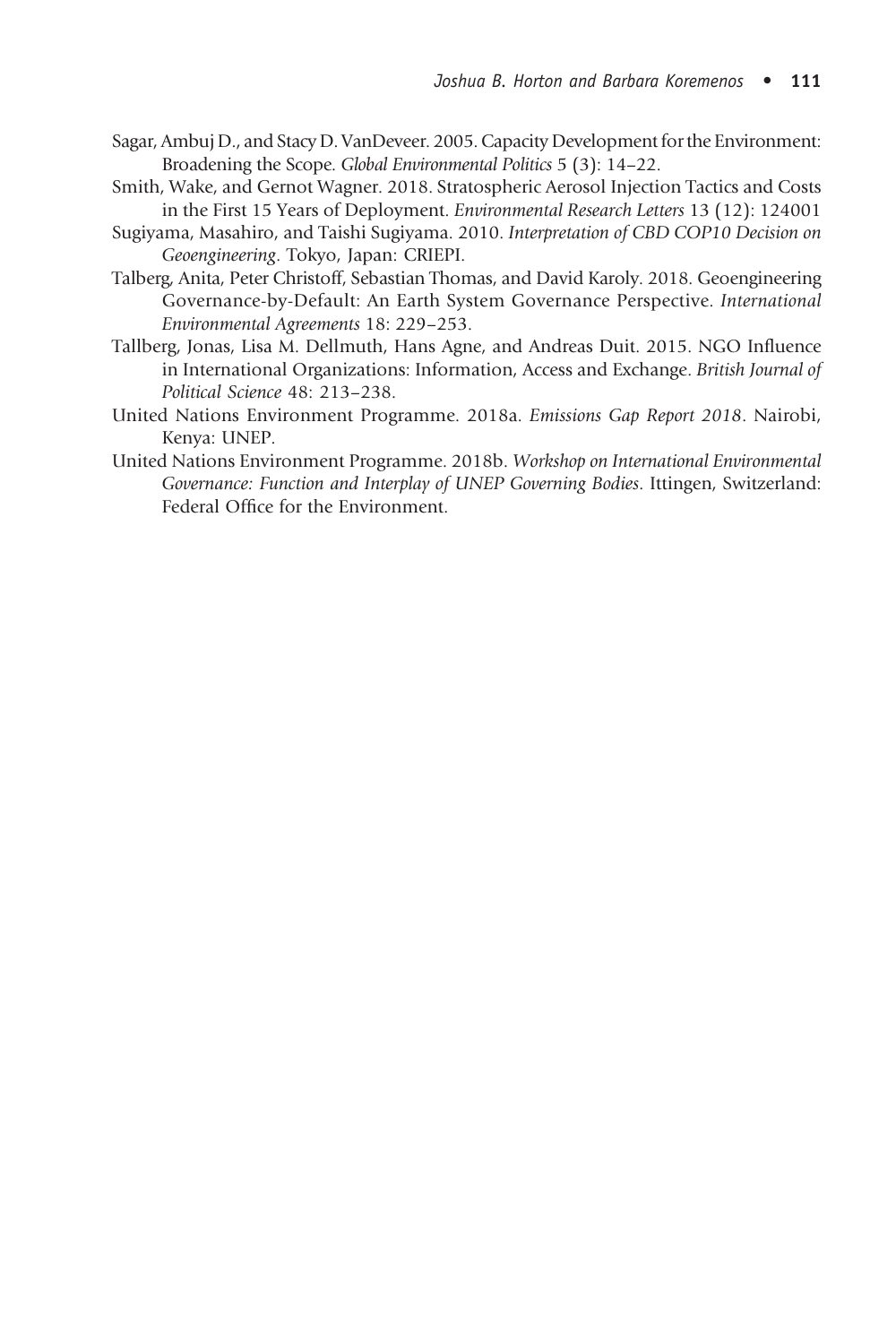Sagar, Ambuj D., and Stacy D. VanDeveer. 2005. Capacity Development for the Environment: Broadening the Scope. *Global Environmental Politics* 5 (3): 14–22.

Smith, Wake, and Gernot Wagner. 2018. Stratospheric Aerosol Injection Tactics and Costs in the First 15 Years of Deployment. *Environmental Research Letters* 13 (12): 124001

Sugiyama, Masahiro, and Taishi Sugiyama. 2010. *Interpretation of CBD COP10 Decision on Geoengineering*. Tokyo, Japan: CRIEPI.

Talberg, Anita, Peter Christoff, Sebastian Thomas, and David Karoly. 2018. Geoengineering Governance-by-Default: An Earth System Governance Perspective. *International Environmental Agreements* 18: 229–253.

Tallberg, Jonas, Lisa M. Dellmuth, Hans Agne, and Andreas Duit. 2015. NGO Influence in International Organizations: Information, Access and Exchange. *British Journal of Political Science* 48: 213–238.

United Nations Environment Programme. 2018a. *Emissions Gap Report 2018*. Nairobi, Kenya: UNEP.

United Nations Environment Programme. 2018b. *Workshop on International Environmental Governance: Function and Interplay of UNEP Governing Bodies*. Ittingen, Switzerland: Federal Office for the Environment.